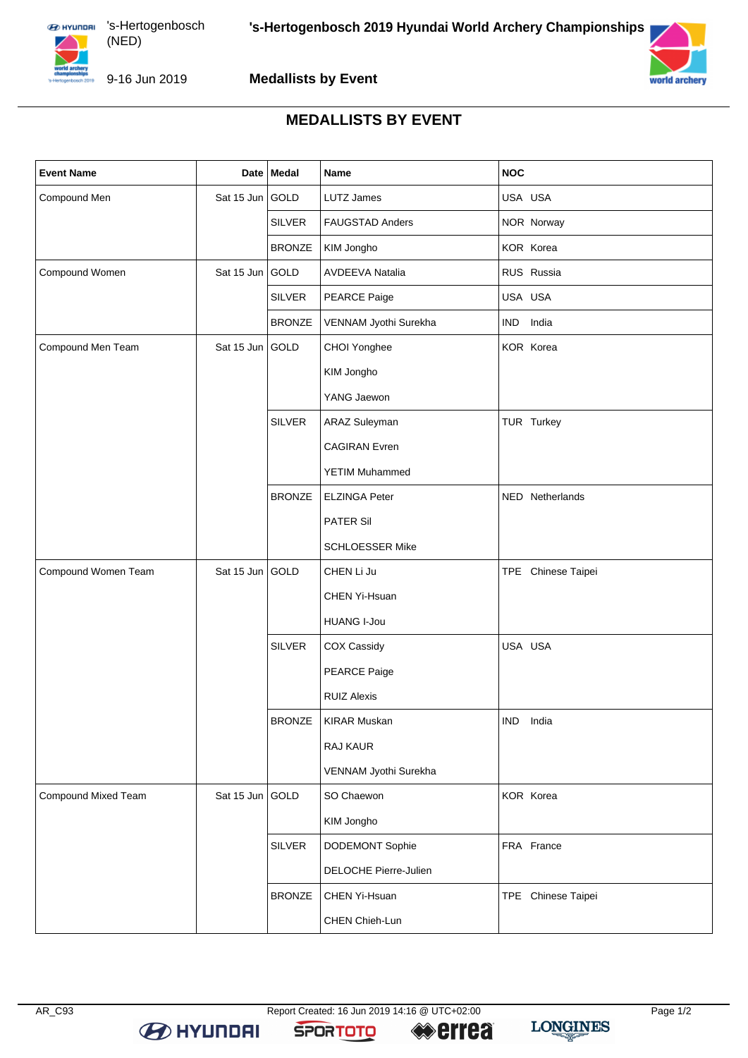# 's-Hertogenbosch 2019 Hyundai World Archery Championships

's-Hertogenbosch (NED)

9-16 Jun 2019

**Medallists by Event**

## MEDALLISTS BY EVENT

| Event Name | Date | Medal | Name | NOC |
|---|---|---|---|---|
| Compound Men | Sat 15 Jun | GOLD | LUTZ James | USA USA |
| | | SILVER | FAUGSTAD Anders | NOR Norway |
| | | BRONZE | KIM Jongho | KOR Korea |
| Compound Women | Sat 15 Jun | GOLD | AVDEEVA Natalia | RUS Russia |
| | | SILVER | PEARCE Paige | USA USA |
| | | BRONZE | VENNAM Jyothi Surekha | IND India |
| Compound Men Team | Sat 15 Jun | GOLD | CHOI Yonghee | KOR Korea |
| | | | KIM Jongho | |
| | | | YANG Jaewon | |
| | | SILVER | ARAZ Suleyman | TUR Turkey |
| | | | CAGIRAN Evren | |
| | | | YETIM Muhammed | |
| | | BRONZE | ELZINGA Peter | NED Netherlands |
| | | | PATER Sil | |
| | | | SCHLOESSER Mike | |
| Compound Women Team | Sat 15 Jun | GOLD | CHEN Li Ju | TPE Chinese Taipei |
| | | | CHEN Yi-Hsuan | |
| | | | HUANG I-Jou | |
| | | SILVER | COX Cassidy | USA USA |
| | | | PEARCE Paige | |
| | | | RUIZ Alexis | |
| | | BRONZE | KIRAR Muskan | IND India |
| | | | RAJ KAUR | |
| | | | VENNAM Jyothi Surekha | |
| Compound Mixed Team | Sat 15 Jun | GOLD | SO Chaewon | KOR Korea |
| | | | KIM Jongho | |
| | | SILVER | DODEMONT Sophie | FRA France |
| | | | DELOCHE Pierre-Julien | |
| | | BRONZE | CHEN Yi-Hsuan | TPE Chinese Taipei |
| | | | CHEN Chieh-Lun | |

AR_C93 Report Created: 16 Jun 2019 14:16 @ UTC+02:00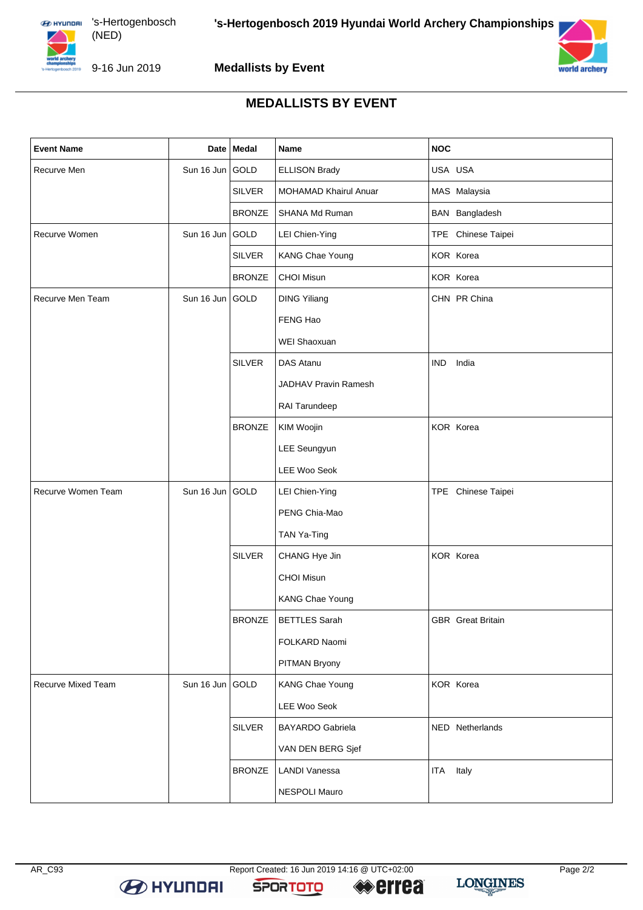## MEDALLISTS BY EVENT

| Event Name | Date | Medal | Name | NOC |
|---|---|---|---|---|
| Recurve Men | Sun 16 Jun | GOLD | ELLISON Brady | USA USA |
| | | SILVER | MOHAMAD Khairul Anuar | MAS Malaysia |
| | | BRONZE | SHANA Md Ruman | BAN Bangladesh |
| Recurve Women | Sun 16 Jun | GOLD | LEI Chien-Ying | TPE Chinese Taipei |
| | | SILVER | KANG Chae Young | KOR Korea |
| | | BRONZE | CHOI Misun | KOR Korea |
| Recurve Men Team | Sun 16 Jun | GOLD | DING Yiliang | CHN PR China |
| | | | FENG Hao | |
| | | | WEI Shaoxuan | |
| | | SILVER | DAS Atanu | IND India |
| | | | JADHAV Pravin Ramesh | |
| | | | RAI Tarundeep | |
| | | BRONZE | KIM Woojin | KOR Korea |
| | | | LEE Seungyun | |
| | | | LEE Woo Seok | |
| Recurve Women Team | Sun 16 Jun | GOLD | LEI Chien-Ying | TPE Chinese Taipei |
| | | | PENG Chia-Mao | |
| | | | TAN Ya-Ting | |
| | | SILVER | CHANG Hye Jin | KOR Korea |
| | | | CHOI Misun | |
| | | | KANG Chae Young | |
| | | BRONZE | BETTLES Sarah | GBR Great Britain |
| | | | FOLKARD Naomi | |
| | | | PITMAN Bryony | |
| Recurve Mixed Team | Sun 16 Jun | GOLD | KANG Chae Young | KOR Korea |
| | | | LEE Woo Seok | |
| | | SILVER | BAYARDO Gabriela | NED Netherlands |
| | | | VAN DEN BERG Sjef | |
| | | BRONZE | LANDI Vanessa | ITA Italy |
| | | | NESPOLI Mauro | |